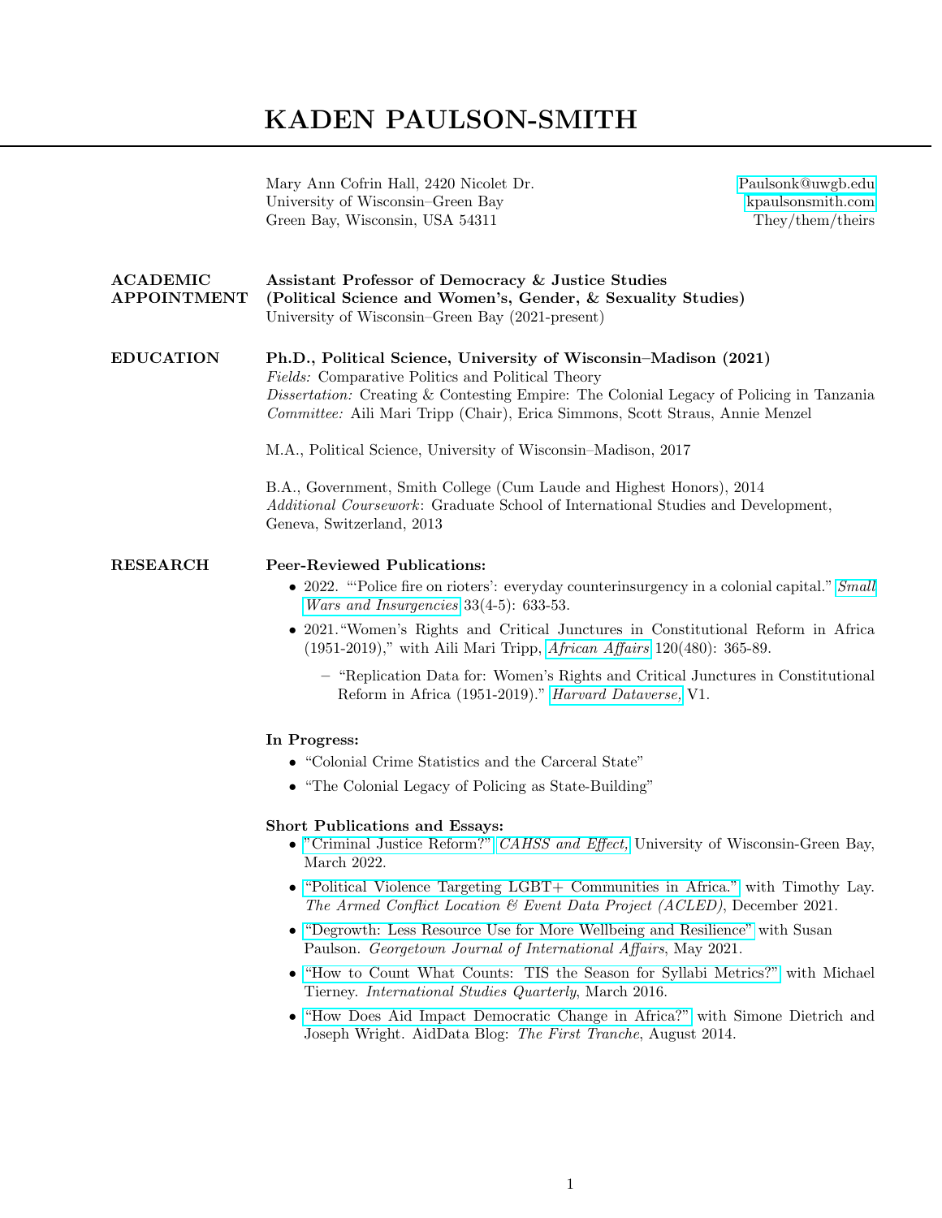# KADEN PAULSON-SMITH

Mary Ann Cofrin Hall, 2420 Nicolet Dr.
University of Wisconsin–Green Bay
Green Bay, Wisconsin, USA 54311

Paulsonk@uwgb.edu
kpaulsonsmith.com
They/them/theirs

## ACADEMIC APPOINTMENT

**Assistant Professor of Democracy & Justice Studies**
**(Political Science and Women's, Gender, & Sexuality Studies)**
University of Wisconsin–Green Bay (2021-present)

## EDUCATION

**Ph.D., Political Science, University of Wisconsin–Madison (2021)**
*Fields:* Comparative Politics and Political Theory
*Dissertation:* Creating & Contesting Empire: The Colonial Legacy of Policing in Tanzania
*Committee:* Aili Mari Tripp (Chair), Erica Simmons, Scott Straus, Annie Menzel

M.A., Political Science, University of Wisconsin–Madison, 2017

B.A., Government, Smith College (Cum Laude and Highest Honors), 2014
*Additional Coursework*: Graduate School of International Studies and Development, Geneva, Switzerland, 2013

## RESEARCH

**Peer-Reviewed Publications:**

- 2022. "'Police fire on rioters': everyday counterinsurgency in a colonial capital." *Small Wars and Insurgencies* 33(4-5): 633-53.
- 2021. "Women's Rights and Critical Junctures in Constitutional Reform in Africa (1951-2019)," with Aili Mari Tripp, *African Affairs* 120(480): 365-89.
  - "Replication Data for: Women's Rights and Critical Junctures in Constitutional Reform in Africa (1951-2019)." *Harvard Dataverse,* V1.

**In Progress:**

- "Colonial Crime Statistics and the Carceral State"
- "The Colonial Legacy of Policing as State-Building"

**Short Publications and Essays:**

- "Criminal Justice Reform?" *CAHSS and Effect,* University of Wisconsin-Green Bay, March 2022.
- "Political Violence Targeting LGBT+ Communities in Africa." with Timothy Lay. *The Armed Conflict Location & Event Data Project (ACLED)*, December 2021.
- "Degrowth: Less Resource Use for More Wellbeing and Resilience" with Susan Paulson. *Georgetown Journal of International Affairs*, May 2021.
- "How to Count What Counts: TIS the Season for Syllabi Metrics?" with Michael Tierney. *International Studies Quarterly*, March 2016.
- "How Does Aid Impact Democratic Change in Africa?" with Simone Dietrich and Joseph Wright. AidData Blog: *The First Tranche*, August 2014.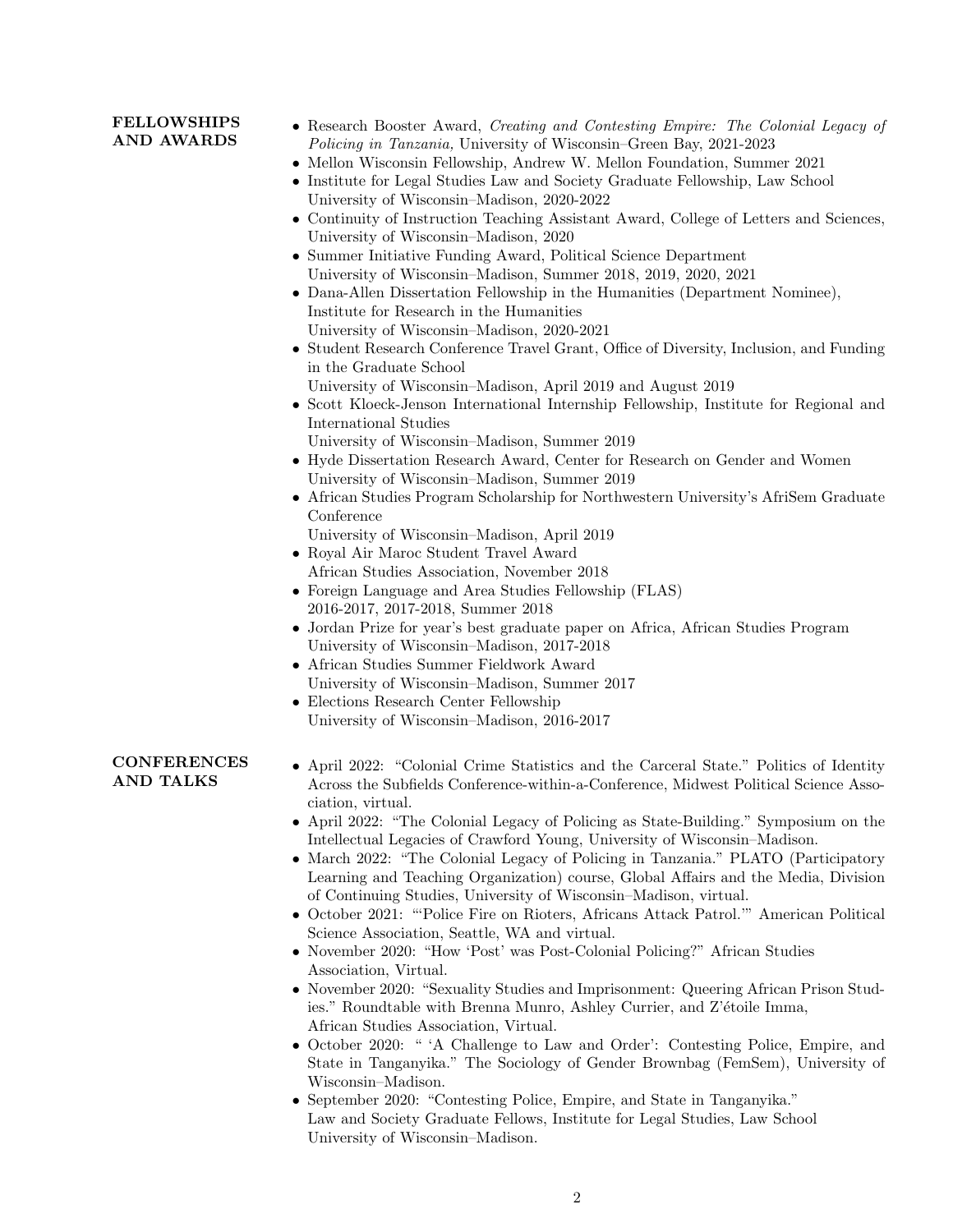## FELLOWSHIPS AND AWARDS

- Research Booster Award, *Creating and Contesting Empire: The Colonial Legacy of Policing in Tanzania,* University of Wisconsin–Green Bay, 2021-2023
- Mellon Wisconsin Fellowship, Andrew W. Mellon Foundation, Summer 2021
- Institute for Legal Studies Law and Society Graduate Fellowship, Law School University of Wisconsin–Madison, 2020-2022
- Continuity of Instruction Teaching Assistant Award, College of Letters and Sciences, University of Wisconsin–Madison, 2020
- Summer Initiative Funding Award, Political Science Department University of Wisconsin–Madison, Summer 2018, 2019, 2020, 2021
- Dana-Allen Dissertation Fellowship in the Humanities (Department Nominee), Institute for Research in the Humanities University of Wisconsin–Madison, 2020-2021
- Student Research Conference Travel Grant, Office of Diversity, Inclusion, and Funding in the Graduate School University of Wisconsin–Madison, April 2019 and August 2019
- Scott Kloeck-Jenson International Internship Fellowship, Institute for Regional and International Studies University of Wisconsin–Madison, Summer 2019
- Hyde Dissertation Research Award, Center for Research on Gender and Women University of Wisconsin–Madison, Summer 2019
- African Studies Program Scholarship for Northwestern University's AfriSem Graduate Conference University of Wisconsin–Madison, April 2019
- Royal Air Maroc Student Travel Award African Studies Association, November 2018
- Foreign Language and Area Studies Fellowship (FLAS) 2016-2017, 2017-2018, Summer 2018
- Jordan Prize for year's best graduate paper on Africa, African Studies Program University of Wisconsin–Madison, 2017-2018
- African Studies Summer Fieldwork Award University of Wisconsin–Madison, Summer 2017
- Elections Research Center Fellowship University of Wisconsin–Madison, 2016-2017

## CONFERENCES AND TALKS

- April 2022: "Colonial Crime Statistics and the Carceral State." Politics of Identity Across the Subfields Conference-within-a-Conference, Midwest Political Science Association, virtual.
- April 2022: "The Colonial Legacy of Policing as State-Building." Symposium on the Intellectual Legacies of Crawford Young, University of Wisconsin–Madison.
- March 2022: "The Colonial Legacy of Policing in Tanzania." PLATO (Participatory Learning and Teaching Organization) course, Global Affairs and the Media, Division of Continuing Studies, University of Wisconsin–Madison, virtual.
- October 2021: "'Police Fire on Rioters, Africans Attack Patrol.'" American Political Science Association, Seattle, WA and virtual.
- November 2020: "How 'Post' was Post-Colonial Policing?" African Studies Association, Virtual.
- November 2020: "Sexuality Studies and Imprisonment: Queering African Prison Studies." Roundtable with Brenna Munro, Ashley Currier, and Z'étoile Imma, African Studies Association, Virtual.
- October 2020: " 'A Challenge to Law and Order': Contesting Police, Empire, and State in Tanganyika." The Sociology of Gender Brownbag (FemSem), University of Wisconsin–Madison.
- September 2020: "Contesting Police, Empire, and State in Tanganyika." Law and Society Graduate Fellows, Institute for Legal Studies, Law School University of Wisconsin–Madison.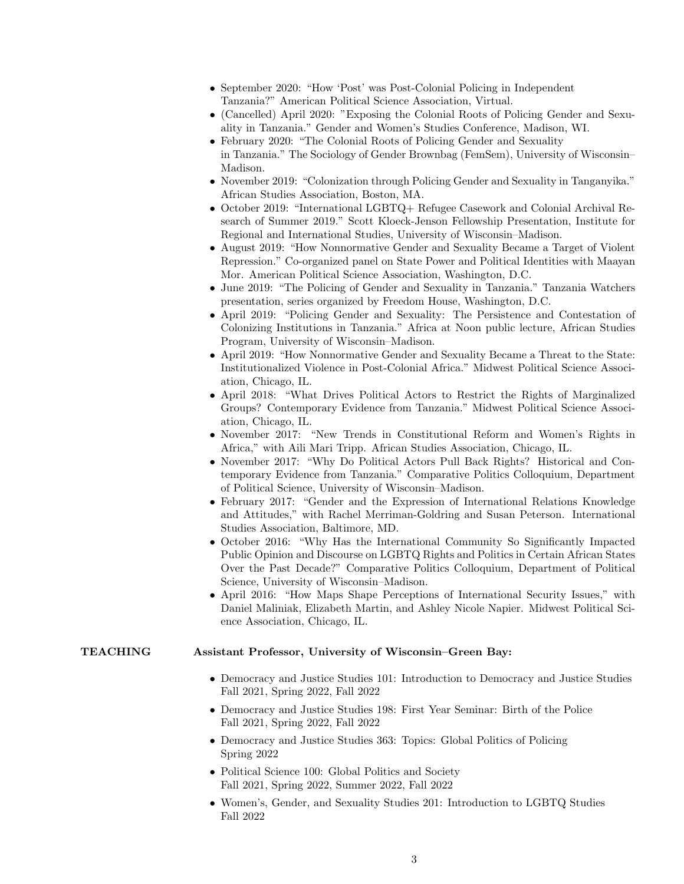- September 2020: "How 'Post' was Post-Colonial Policing in Independent Tanzania?" American Political Science Association, Virtual.
- (Cancelled) April 2020: "Exposing the Colonial Roots of Policing Gender and Sexuality in Tanzania." Gender and Women's Studies Conference, Madison, WI.
- February 2020: "The Colonial Roots of Policing Gender and Sexuality in Tanzania." The Sociology of Gender Brownbag (FemSem), University of Wisconsin–Madison.
- November 2019: "Colonization through Policing Gender and Sexuality in Tanganyika." African Studies Association, Boston, MA.
- October 2019: "International LGBTQ+ Refugee Casework and Colonial Archival Research of Summer 2019." Scott Kloeck-Jenson Fellowship Presentation, Institute for Regional and International Studies, University of Wisconsin–Madison.
- August 2019: "How Nonnormative Gender and Sexuality Became a Target of Violent Repression." Co-organized panel on State Power and Political Identities with Maayan Mor. American Political Science Association, Washington, D.C.
- June 2019: "The Policing of Gender and Sexuality in Tanzania." Tanzania Watchers presentation, series organized by Freedom House, Washington, D.C.
- April 2019: "Policing Gender and Sexuality: The Persistence and Contestation of Colonizing Institutions in Tanzania." Africa at Noon public lecture, African Studies Program, University of Wisconsin–Madison.
- April 2019: "How Nonnormative Gender and Sexuality Became a Threat to the State: Institutionalized Violence in Post-Colonial Africa." Midwest Political Science Association, Chicago, IL.
- April 2018: "What Drives Political Actors to Restrict the Rights of Marginalized Groups? Contemporary Evidence from Tanzania." Midwest Political Science Association, Chicago, IL.
- November 2017: "New Trends in Constitutional Reform and Women's Rights in Africa," with Aili Mari Tripp. African Studies Association, Chicago, IL.
- November 2017: "Why Do Political Actors Pull Back Rights? Historical and Contemporary Evidence from Tanzania." Comparative Politics Colloquium, Department of Political Science, University of Wisconsin–Madison.
- February 2017: "Gender and the Expression of International Relations Knowledge and Attitudes," with Rachel Merriman-Goldring and Susan Peterson. International Studies Association, Baltimore, MD.
- October 2016: "Why Has the International Community So Significantly Impacted Public Opinion and Discourse on LGBTQ Rights and Politics in Certain African States Over the Past Decade?" Comparative Politics Colloquium, Department of Political Science, University of Wisconsin–Madison.
- April 2016: "How Maps Shape Perceptions of International Security Issues," with Daniel Maliniak, Elizabeth Martin, and Ashley Nicole Napier. Midwest Political Science Association, Chicago, IL.

## TEACHING

**Assistant Professor, University of Wisconsin–Green Bay:**

- Democracy and Justice Studies 101: Introduction to Democracy and Justice Studies
  Fall 2021, Spring 2022, Fall 2022
- Democracy and Justice Studies 198: First Year Seminar: Birth of the Police
  Fall 2021, Spring 2022, Fall 2022
- Democracy and Justice Studies 363: Topics: Global Politics of Policing
  Spring 2022
- Political Science 100: Global Politics and Society
  Fall 2021, Spring 2022, Summer 2022, Fall 2022
- Women's, Gender, and Sexuality Studies 201: Introduction to LGBTQ Studies
  Fall 2022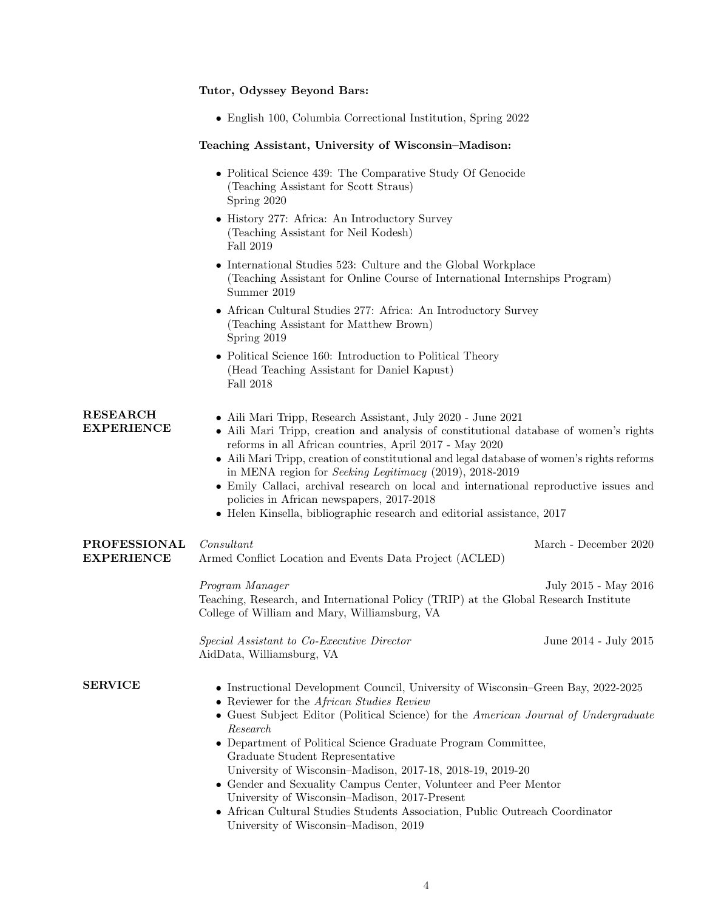**Tutor, Odyssey Beyond Bars:**

- English 100, Columbia Correctional Institution, Spring 2022

**Teaching Assistant, University of Wisconsin–Madison:**

- Political Science 439: The Comparative Study Of Genocide
  (Teaching Assistant for Scott Straus)
  Spring 2020
- History 277: Africa: An Introductory Survey
  (Teaching Assistant for Neil Kodesh)
  Fall 2019
- International Studies 523: Culture and the Global Workplace
  (Teaching Assistant for Online Course of International Internships Program)
  Summer 2019
- African Cultural Studies 277: Africa: An Introductory Survey
  (Teaching Assistant for Matthew Brown)
  Spring 2019
- Political Science 160: Introduction to Political Theory
  (Head Teaching Assistant for Daniel Kapust)
  Fall 2018

## RESEARCH EXPERIENCE

- Aili Mari Tripp, Research Assistant, July 2020 - June 2021
- Aili Mari Tripp, creation and analysis of constitutional database of women's rights reforms in all African countries, April 2017 - May 2020
- Aili Mari Tripp, creation of constitutional and legal database of women's rights reforms in MENA region for *Seeking Legitimacy* (2019), 2018-2019
- Emily Callaci, archival research on local and international reproductive issues and policies in African newspapers, 2017-2018
- Helen Kinsella, bibliographic research and editorial assistance, 2017

## PROFESSIONAL EXPERIENCE

*Consultant* — March - December 2020
Armed Conflict Location and Events Data Project (ACLED)

*Program Manager* — July 2015 - May 2016
Teaching, Research, and International Policy (TRIP) at the Global Research Institute
College of William and Mary, Williamsburg, VA

*Special Assistant to Co-Executive Director* — June 2014 - July 2015
AidData, Williamsburg, VA

## SERVICE

- Instructional Development Council, University of Wisconsin–Green Bay, 2022-2025
- Reviewer for the *African Studies Review*
- Guest Subject Editor (Political Science) for the *American Journal of Undergraduate Research*
- Department of Political Science Graduate Program Committee,
  Graduate Student Representative
  University of Wisconsin–Madison, 2017-18, 2018-19, 2019-20
- Gender and Sexuality Campus Center, Volunteer and Peer Mentor
  University of Wisconsin–Madison, 2017-Present
- African Cultural Studies Students Association, Public Outreach Coordinator
  University of Wisconsin–Madison, 2019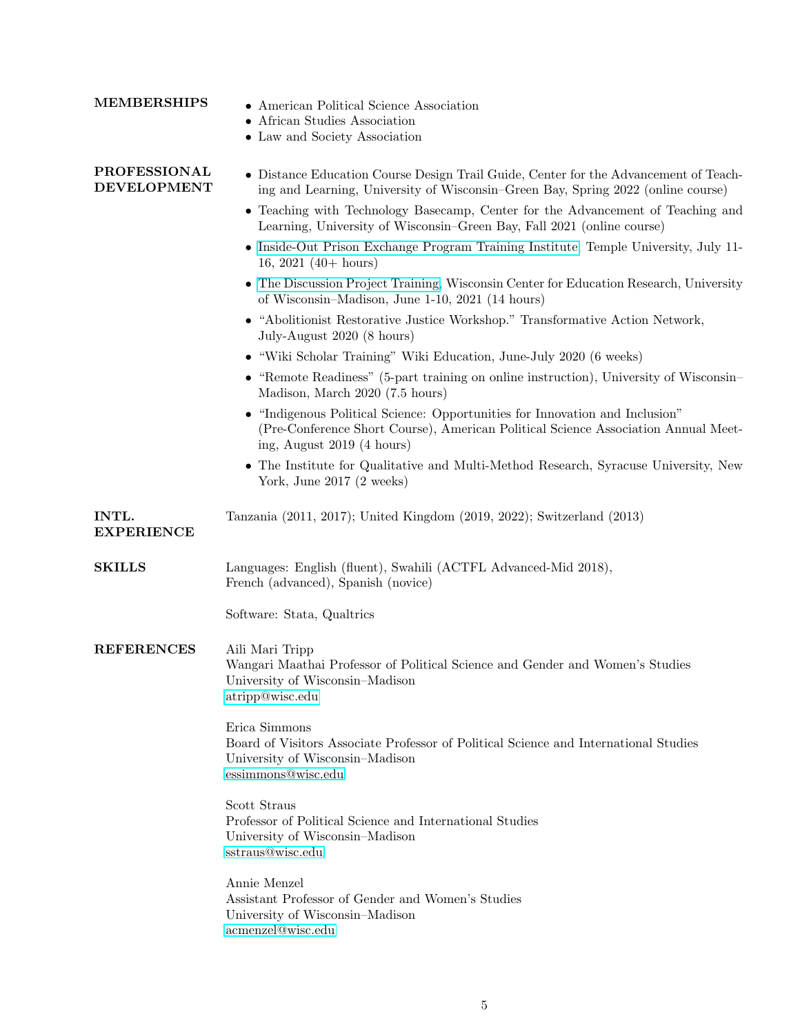## MEMBERSHIPS

- American Political Science Association
- African Studies Association
- Law and Society Association

## PROFESSIONAL DEVELOPMENT

- Distance Education Course Design Trail Guide, Center for the Advancement of Teaching and Learning, University of Wisconsin–Green Bay, Spring 2022 (online course)
- Teaching with Technology Basecamp, Center for the Advancement of Teaching and Learning, University of Wisconsin–Green Bay, Fall 2021 (online course)
- Inside-Out Prison Exchange Program Training Institute, Temple University, July 11-16, 2021 (40+ hours)
- The Discussion Project Training, Wisconsin Center for Education Research, University of Wisconsin–Madison, June 1-10, 2021 (14 hours)
- "Abolitionist Restorative Justice Workshop." Transformative Action Network, July-August 2020 (8 hours)
- "Wiki Scholar Training" Wiki Education, June-July 2020 (6 weeks)
- "Remote Readiness" (5-part training on online instruction), University of Wisconsin–Madison, March 2020 (7.5 hours)
- "Indigenous Political Science: Opportunities for Innovation and Inclusion" (Pre-Conference Short Course), American Political Science Association Annual Meeting, August 2019 (4 hours)
- The Institute for Qualitative and Multi-Method Research, Syracuse University, New York, June 2017 (2 weeks)

## INTL. EXPERIENCE

Tanzania (2011, 2017); United Kingdom (2019, 2022); Switzerland (2013)

## SKILLS

Languages: English (fluent), Swahili (ACTFL Advanced-Mid 2018), French (advanced), Spanish (novice)

Software: Stata, Qualtrics

## REFERENCES

Aili Mari Tripp
Wangari Maathai Professor of Political Science and Gender and Women's Studies
University of Wisconsin–Madison
atripp@wisc.edu

Erica Simmons
Board of Visitors Associate Professor of Political Science and International Studies
University of Wisconsin–Madison
essimmons@wisc.edu

Scott Straus
Professor of Political Science and International Studies
University of Wisconsin–Madison
sstraus@wisc.edu

Annie Menzel
Assistant Professor of Gender and Women's Studies
University of Wisconsin–Madison
acmenzel@wisc.edu